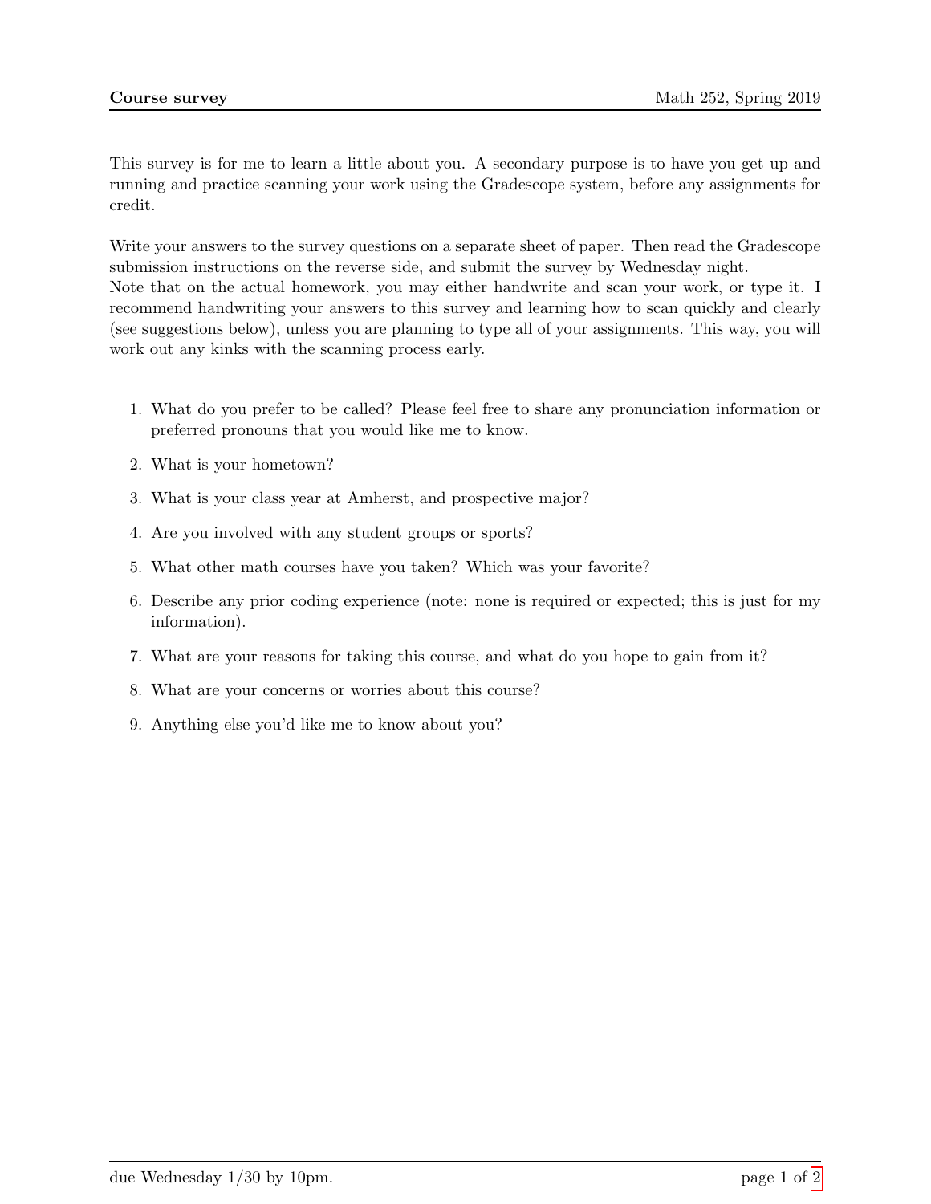# Course survey

This survey is for me to learn a little about you. A secondary purpose is to have you get up and running and practice scanning your work using the Gradescope system, before any assignments for credit.

Write your answers to the survey questions on a separate sheet of paper. Then read the Gradescope submission instructions on the reverse side, and submit the survey by Wednesday night.
Note that on the actual homework, you may either handwrite and scan your work, or type it. I recommend handwriting your answers to this survey and learning how to scan quickly and clearly (see suggestions below), unless you are planning to type all of your assignments. This way, you will work out any kinks with the scanning process early.

1. What do you prefer to be called? Please feel free to share any pronunciation information or preferred pronouns that you would like me to know.
2. What is your hometown?
3. What is your class year at Amherst, and prospective major?
4. Are you involved with any student groups or sports?
5. What other math courses have you taken? Which was your favorite?
6. Describe any prior coding experience (note: none is required or expected; this is just for my information).
7. What are your reasons for taking this course, and what do you hope to gain from it?
8. What are your concerns or worries about this course?
9. Anything else you'd like me to know about you?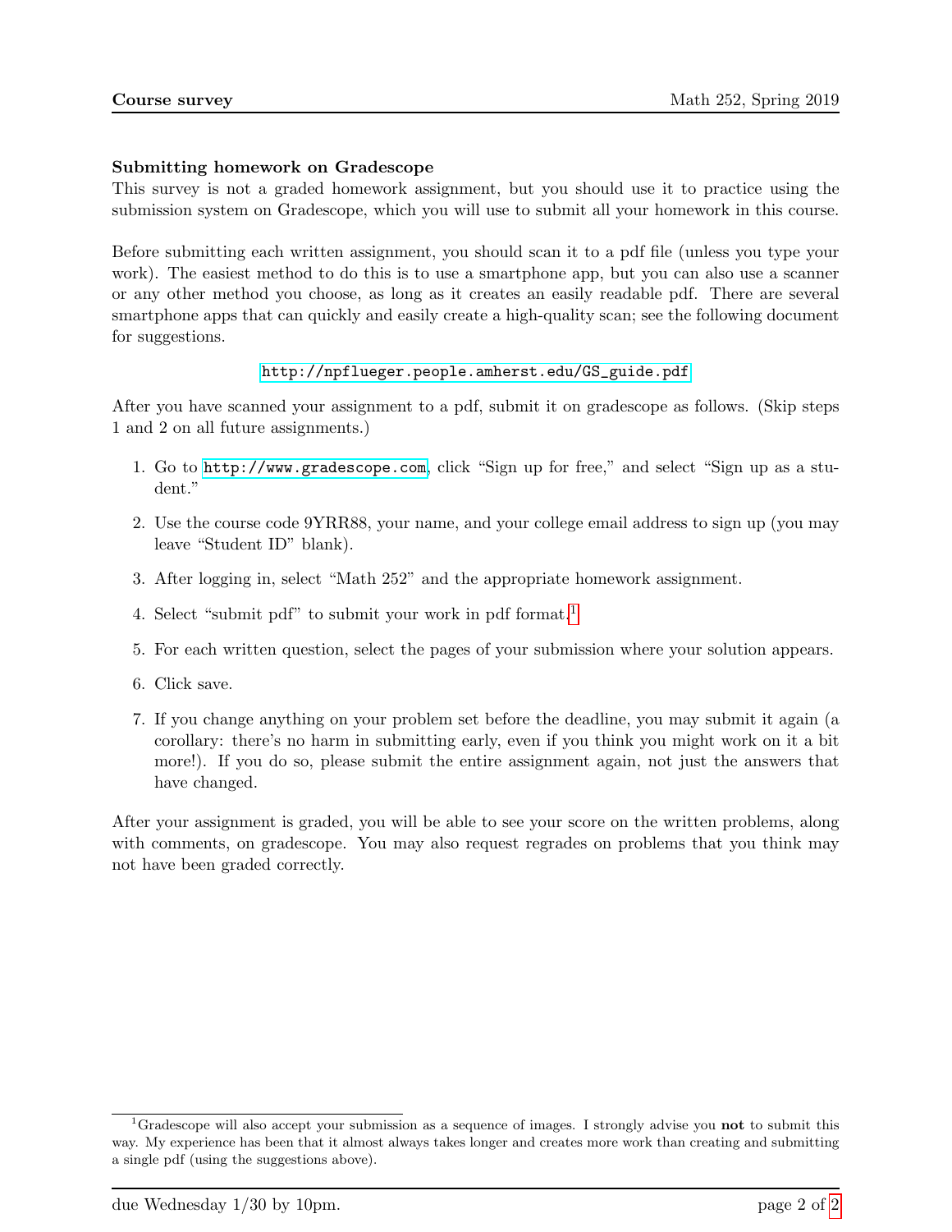**Submitting homework on Gradescope**

This survey is not a graded homework assignment, but you should use it to practice using the submission system on Gradescope, which you will use to submit all your homework in this course.

Before submitting each written assignment, you should scan it to a pdf file (unless you type your work). The easiest method to do this is to use a smartphone app, but you can also use a scanner or any other method you choose, as long as it creates an easily readable pdf. There are several smartphone apps that can quickly and easily create a high-quality scan; see the following document for suggestions.

`http://npflueger.people.amherst.edu/GS_guide.pdf`

After you have scanned your assignment to a pdf, submit it on gradescope as follows. (Skip steps 1 and 2 on all future assignments.)

1. Go to `http://www.gradescope.com`, click "Sign up for free," and select "Sign up as a student."
2. Use the course code 9YRR88, your name, and your college email address to sign up (you may leave "Student ID" blank).
3. After logging in, select "Math 252" and the appropriate homework assignment.
4. Select "submit pdf" to submit your work in pdf format.[1]
5. For each written question, select the pages of your submission where your solution appears.
6. Click save.
7. If you change anything on your problem set before the deadline, you may submit it again (a corollary: there's no harm in submitting early, even if you think you might work on it a bit more!). If you do so, please submit the entire assignment again, not just the answers that have changed.

After your assignment is graded, you will be able to see your score on the written problems, along with comments, on gradescope. You may also request regrades on problems that you think may not have been graded correctly.

[1] Gradescope will also accept your submission as a sequence of images. I strongly advise you **not** to submit this way. My experience has been that it almost always takes longer and creates more work than creating and submitting a single pdf (using the suggestions above).